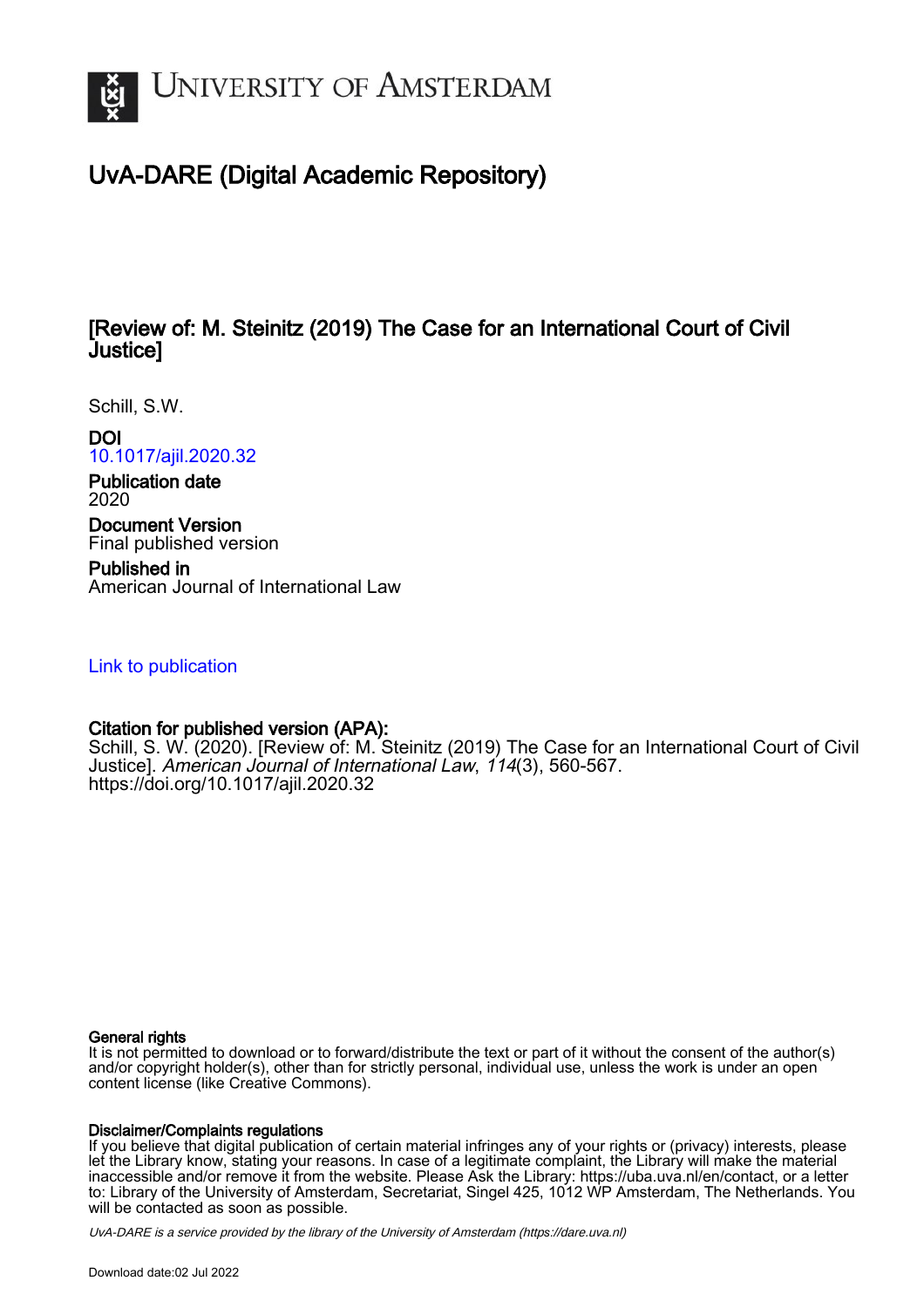# UvA-DARE (Digital Academic Repository)

## [Review of: M. Steinitz (2019) The Case for an International Court of Civil Justice]

Schill, S.W.

**DOI**
10.1017/ajil.2020.32

**Publication date**
2020

**Document Version**
Final published version

**Published in**
American Journal of International Law

Link to publication

**Citation for published version (APA):**
Schill, S. W. (2020). [Review of: M. Steinitz (2019) The Case for an International Court of Civil Justice]. *American Journal of International Law*, *114*(3), 560-567. https://doi.org/10.1017/ajil.2020.32

**General rights**
It is not permitted to download or to forward/distribute the text or part of it without the consent of the author(s) and/or copyright holder(s), other than for strictly personal, individual use, unless the work is under an open content license (like Creative Commons).

**Disclaimer/Complaints regulations**
If you believe that digital publication of certain material infringes any of your rights or (privacy) interests, please let the Library know, stating your reasons. In case of a legitimate complaint, the Library will make the material inaccessible and/or remove it from the website. Please Ask the Library: https://uba.uva.nl/en/contact, or a letter to: Library of the University of Amsterdam, Secretariat, Singel 425, 1012 WP Amsterdam, The Netherlands. You will be contacted as soon as possible.

*UvA-DARE is a service provided by the library of the University of Amsterdam (https://dare.uva.nl)*

Download date:02 Jul 2022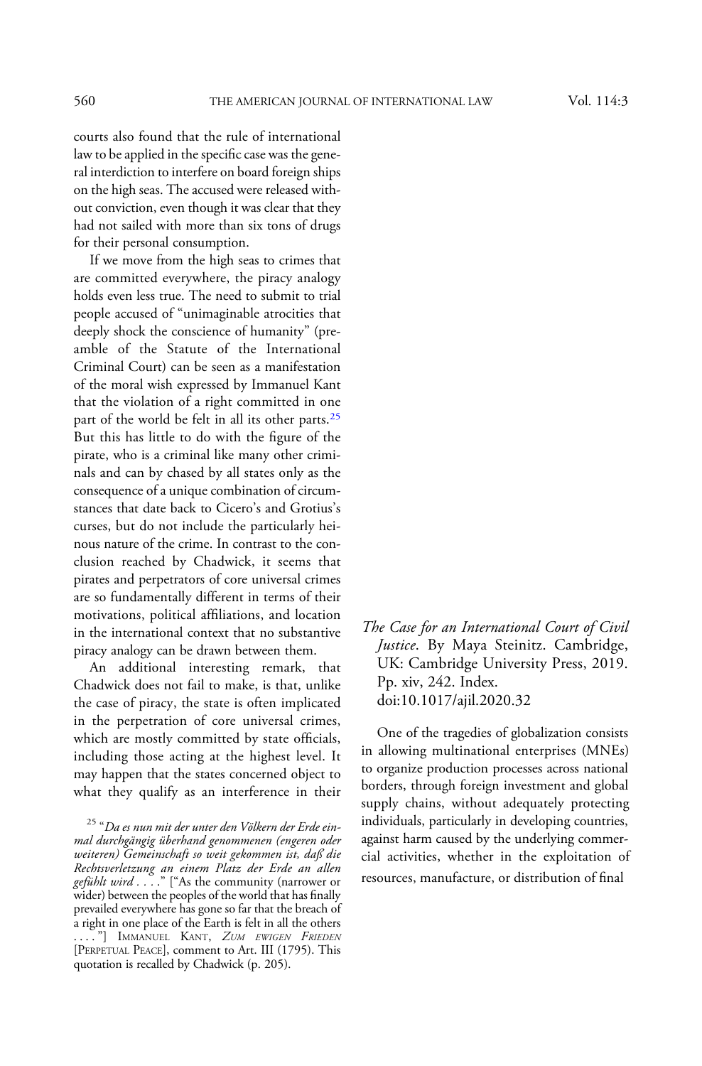courts also found that the rule of international law to be applied in the specific case was the general interdiction to interfere on board foreign ships on the high seas. The accused were released without conviction, even though it was clear that they had not sailed with more than six tons of drugs for their personal consumption.

If we move from the high seas to crimes that are committed everywhere, the piracy analogy holds even less true. The need to submit to trial people accused of "unimaginable atrocities that deeply shock the conscience of humanity" (preamble of the Statute of the International Criminal Court) can be seen as a manifestation of the moral wish expressed by Immanuel Kant that the violation of a right committed in one part of the world be felt in all its other parts.[25] But this has little to do with the figure of the pirate, who is a criminal like many other criminals and can by chased by all states only as the consequence of a unique combination of circumstances that date back to Cicero's and Grotius's curses, but do not include the particularly heinous nature of the crime. In contrast to the conclusion reached by Chadwick, it seems that pirates and perpetrators of core universal crimes are so fundamentally different in terms of their motivations, political affiliations, and location in the international context that no substantive piracy analogy can be drawn between them.

An additional interesting remark, that Chadwick does not fail to make, is that, unlike the case of piracy, the state is often implicated in the perpetration of core universal crimes, which are mostly committed by state officials, including those acting at the highest level. It may happen that the states concerned object to what they qualify as an interference in their

[25] "*Da es nun mit der unter den Völkern der Erde einmal durchgängig überhand genommenen (engeren oder weiteren) Gemeinschaft so weit gekommen ist, daß die Rechtsverletzung an einem Platz der Erde an allen gefühlt wird* . . . ." ["As the community (narrower or wider) between the peoples of the world that has finally prevailed everywhere has gone so far that the breach of a right in one place of the Earth is felt in all the others . . . ."] IMMANUEL KANT, *ZUM EWIGEN FRIEDEN* [PERPETUAL PEACE], comment to Art. III (1795). This quotation is recalled by Chadwick (p. 205).

*The Case for an International Court of Civil Justice*. By Maya Steinitz. Cambridge, UK: Cambridge University Press, 2019. Pp. xiv, 242. Index.
doi:10.1017/ajil.2020.32

One of the tragedies of globalization consists in allowing multinational enterprises (MNEs) to organize production processes across national borders, through foreign investment and global supply chains, without adequately protecting individuals, particularly in developing countries, against harm caused by the underlying commercial activities, whether in the exploitation of resources, manufacture, or distribution of final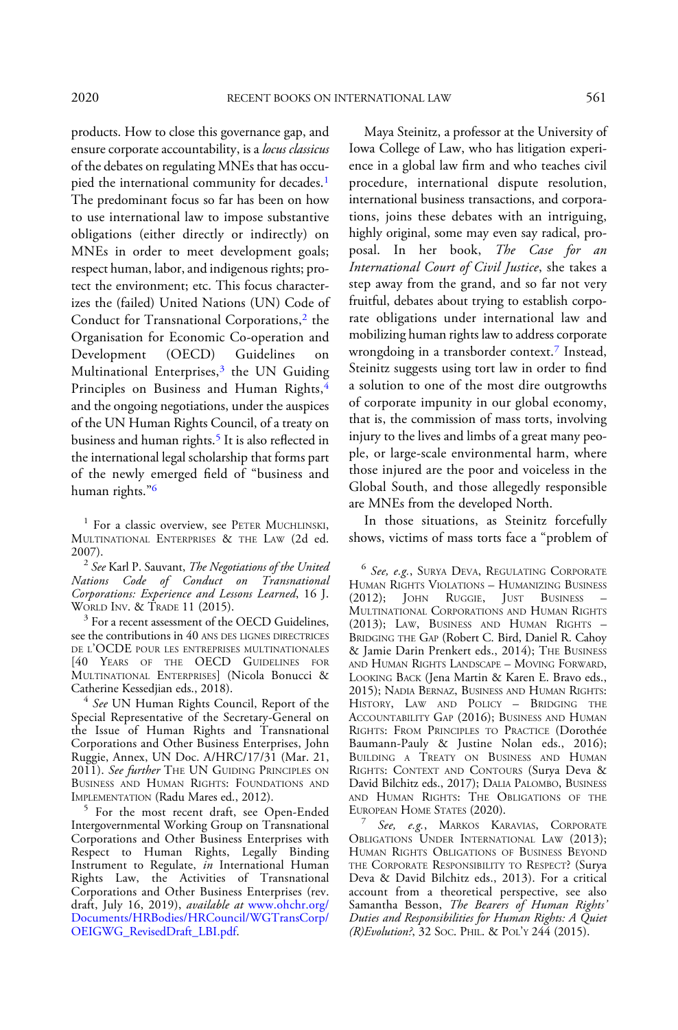products. How to close this governance gap, and ensure corporate accountability, is a *locus classicus* of the debates on regulating MNEs that has occupied the international community for decades.[1] The predominant focus so far has been on how to use international law to impose substantive obligations (either directly or indirectly) on MNEs in order to meet development goals; respect human, labor, and indigenous rights; protect the environment; etc. This focus characterizes the (failed) United Nations (UN) Code of Conduct for Transnational Corporations,[2] the Organisation for Economic Co-operation and Development (OECD) Guidelines on Multinational Enterprises,[3] the UN Guiding Principles on Business and Human Rights,[4] and the ongoing negotiations, under the auspices of the UN Human Rights Council, of a treaty on business and human rights.[5] It is also reflected in the international legal scholarship that forms part of the newly emerged field of "business and human rights."[6]

Maya Steinitz, a professor at the University of Iowa College of Law, who has litigation experience in a global law firm and who teaches civil procedure, international dispute resolution, international business transactions, and corporations, joins these debates with an intriguing, highly original, some may even say radical, proposal. In her book, *The Case for an International Court of Civil Justice*, she takes a step away from the grand, and so far not very fruitful, debates about trying to establish corporate obligations under international law and mobilizing human rights law to address corporate wrongdoing in a transborder context.[7] Instead, Steinitz suggests using tort law in order to find a solution to one of the most dire outgrowths of corporate impunity in our global economy, that is, the commission of mass torts, involving injury to the lives and limbs of a great many people, or large-scale environmental harm, where those injured are the poor and voiceless in the Global South, and those allegedly responsible are MNEs from the developed North.

In those situations, as Steinitz forcefully shows, victims of mass torts face a "problem of

---

[1] For a classic overview, see PETER MUCHLINSKI, MULTINATIONAL ENTERPRISES & THE LAW (2d ed. 2007).

[2] *See* Karl P. Sauvant, *The Negotiations of the United Nations Code of Conduct on Transnational Corporations: Experience and Lessons Learned*, 16 J. WORLD INV. & TRADE 11 (2015).

[3] For a recent assessment of the OECD Guidelines, see the contributions in 40 ANS DES LIGNES DIRECTRICES DE L'OCDE POUR LES ENTREPRISES MULTINATIONALES [40 YEARS OF THE OECD GUIDELINES FOR MULTINATIONAL ENTERPRISES] (Nicola Bonucci & Catherine Kessedjian eds., 2018).

[4] *See* UN Human Rights Council, Report of the Special Representative of the Secretary-General on the Issue of Human Rights and Transnational Corporations and Other Business Enterprises, John Ruggie, Annex, UN Doc. A/HRC/17/31 (Mar. 21, 2011). *See further* THE UN GUIDING PRINCIPLES ON BUSINESS AND HUMAN RIGHTS: FOUNDATIONS AND IMPLEMENTATION (Radu Mares ed., 2012).

[5] For the most recent draft, see Open-Ended Intergovernmental Working Group on Transnational Corporations and Other Business Enterprises with Respect to Human Rights, Legally Binding Instrument to Regulate, *in* International Human Rights Law, the Activities of Transnational Corporations and Other Business Enterprises (rev. draft, July 16, 2019), *available at* www.ohchr.org/Documents/HRBodies/HRCouncil/WGTransCorp/OEIGWG_RevisedDraft_LBI.pdf.

[6] *See, e.g.*, SURYA DEVA, REGULATING CORPORATE HUMAN RIGHTS VIOLATIONS – HUMANIZING BUSINESS (2012); JOHN RUGGIE, JUST BUSINESS – MULTINATIONAL CORPORATIONS AND HUMAN RIGHTS (2013); LAW, BUSINESS AND HUMAN RIGHTS – BRIDGING THE GAP (Robert C. Bird, Daniel R. Cahoy & Jamie Darin Prenkert eds., 2014); THE BUSINESS AND HUMAN RIGHTS LANDSCAPE – MOVING FORWARD, LOOKING BACK (Jena Martin & Karen E. Bravo eds., 2015); NADIA BERNAZ, BUSINESS AND HUMAN RIGHTS: HISTORY, LAW AND POLICY – BRIDGING THE ACCOUNTABILITY GAP (2016); BUSINESS AND HUMAN RIGHTS: FROM PRINCIPLES TO PRACTICE (Dorothée Baumann-Pauly & Justine Nolan eds., 2016); BUILDING A TREATY ON BUSINESS AND HUMAN RIGHTS: CONTEXT AND CONTOURS (Surya Deva & David Bilchitz eds., 2017); DALIA PALOMBO, BUSINESS AND HUMAN RIGHTS: THE OBLIGATIONS OF THE EUROPEAN HOME STATES (2020).

[7] *See, e.g.*, MARKOS KARAVIAS, CORPORATE OBLIGATIONS UNDER INTERNATIONAL LAW (2013); HUMAN RIGHTS OBLIGATIONS OF BUSINESS BEYOND THE CORPORATE RESPONSIBILITY TO RESPECT? (Surya Deva & David Bilchitz eds., 2013). For a critical account from a theoretical perspective, see also Samantha Besson, *The Bearers of Human Rights' Duties and Responsibilities for Human Rights: A Quiet (R)Evolution?*, 32 SOC. PHIL. & POL'Y 244 (2015).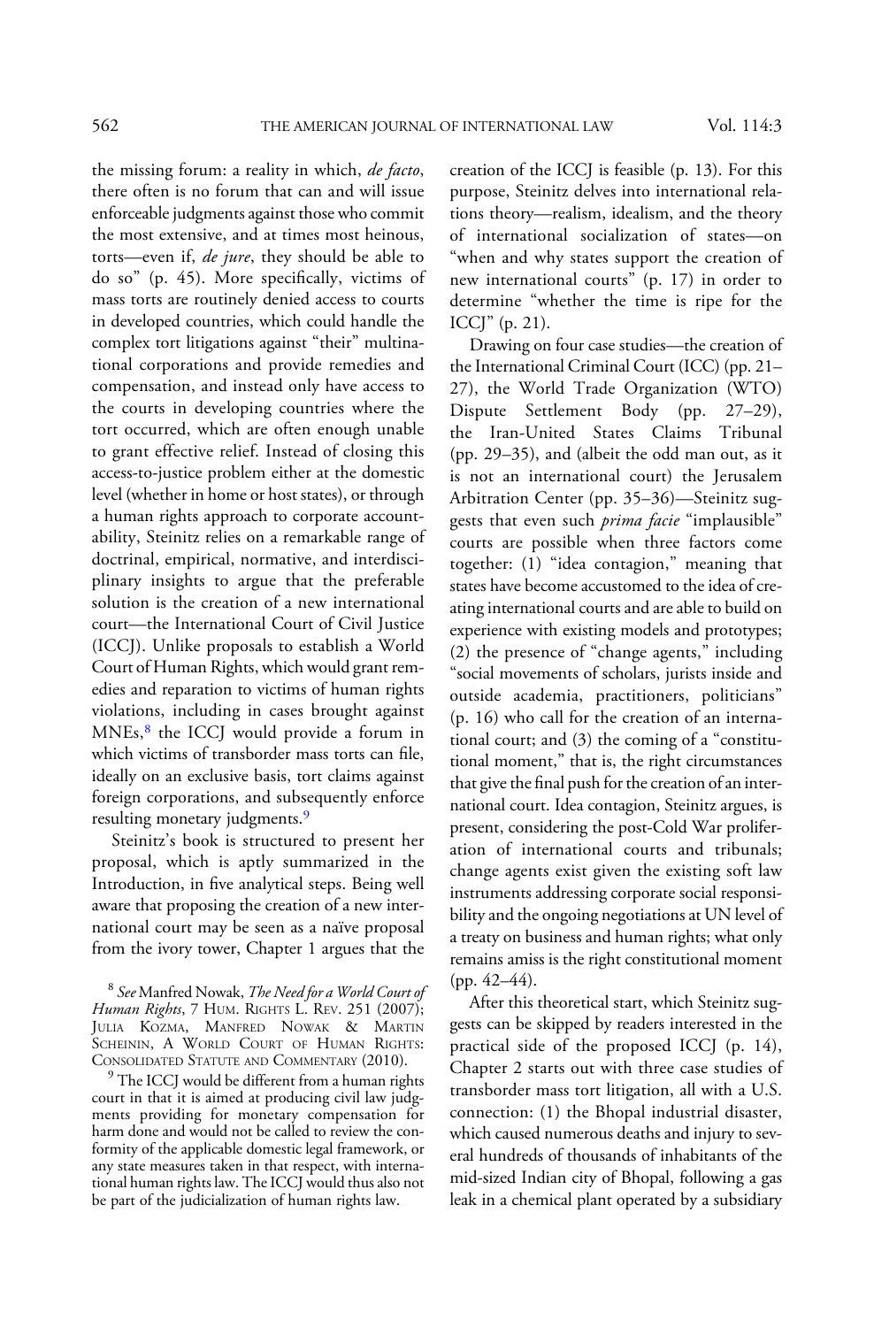the missing forum: a reality in which, *de facto*, there often is no forum that can and will issue enforceable judgments against those who commit the most extensive, and at times most heinous, torts—even if, *de jure*, they should be able to do so" (p. 45). More specifically, victims of mass torts are routinely denied access to courts in developed countries, which could handle the complex tort litigations against "their" multinational corporations and provide remedies and compensation, and instead only have access to the courts in developing countries where the tort occurred, which are often enough unable to grant effective relief. Instead of closing this access-to-justice problem either at the domestic level (whether in home or host states), or through a human rights approach to corporate accountability, Steinitz relies on a remarkable range of doctrinal, empirical, normative, and interdisciplinary insights to argue that the preferable solution is the creation of a new international court—the International Court of Civil Justice (ICCJ). Unlike proposals to establish a World Court of Human Rights, which would grant remedies and reparation to victims of human rights violations, including in cases brought against MNEs,[8] the ICCJ would provide a forum in which victims of transborder mass torts can file, ideally on an exclusive basis, tort claims against foreign corporations, and subsequently enforce resulting monetary judgments.[9]

Steinitz's book is structured to present her proposal, which is aptly summarized in the Introduction, in five analytical steps. Being well aware that proposing the creation of a new international court may be seen as a naïve proposal from the ivory tower, Chapter 1 argues that the creation of the ICCJ is feasible (p. 13). For this purpose, Steinitz delves into international relations theory—realism, idealism, and the theory of international socialization of states—on "when and why states support the creation of new international courts" (p. 17) in order to determine "whether the time is ripe for the ICCJ" (p. 21).

Drawing on four case studies—the creation of the International Criminal Court (ICC) (pp. 21–27), the World Trade Organization (WTO) Dispute Settlement Body (pp. 27–29), the Iran-United States Claims Tribunal (pp. 29–35), and (albeit the odd man out, as it is not an international court) the Jerusalem Arbitration Center (pp. 35–36)—Steinitz suggests that even such *prima facie* "implausible" courts are possible when three factors come together: (1) "idea contagion," meaning that states have become accustomed to the idea of creating international courts and are able to build on experience with existing models and prototypes; (2) the presence of "change agents," including "social movements of scholars, jurists inside and outside academia, practitioners, politicians" (p. 16) who call for the creation of an international court; and (3) the coming of a "constitutional moment," that is, the right circumstances that give the final push for the creation of an international court. Idea contagion, Steinitz argues, is present, considering the post-Cold War proliferation of international courts and tribunals; change agents exist given the existing soft law instruments addressing corporate social responsibility and the ongoing negotiations at UN level of a treaty on business and human rights; what only remains amiss is the right constitutional moment (pp. 42–44).

After this theoretical start, which Steinitz suggests can be skipped by readers interested in the practical side of the proposed ICCJ (p. 14), Chapter 2 starts out with three case studies of transborder mass tort litigation, all with a U.S. connection: (1) the Bhopal industrial disaster, which caused numerous deaths and injury to several hundreds of thousands of inhabitants of the mid-sized Indian city of Bhopal, following a gas leak in a chemical plant operated by a subsidiary

[8] *See* Manfred Nowak, *The Need for a World Court of Human Rights*, 7 HUM. RIGHTS L. REV. 251 (2007); JULIA KOZMA, MANFRED NOWAK & MARTIN SCHEININ, A WORLD COURT OF HUMAN RIGHTS: CONSOLIDATED STATUTE AND COMMENTARY (2010).

[9] The ICCJ would be different from a human rights court in that it is aimed at producing civil law judgments providing for monetary compensation for harm done and would not be called to review the conformity of the applicable domestic legal framework, or any state measures taken in that respect, with international human rights law. The ICCJ would thus also not be part of the judicialization of human rights law.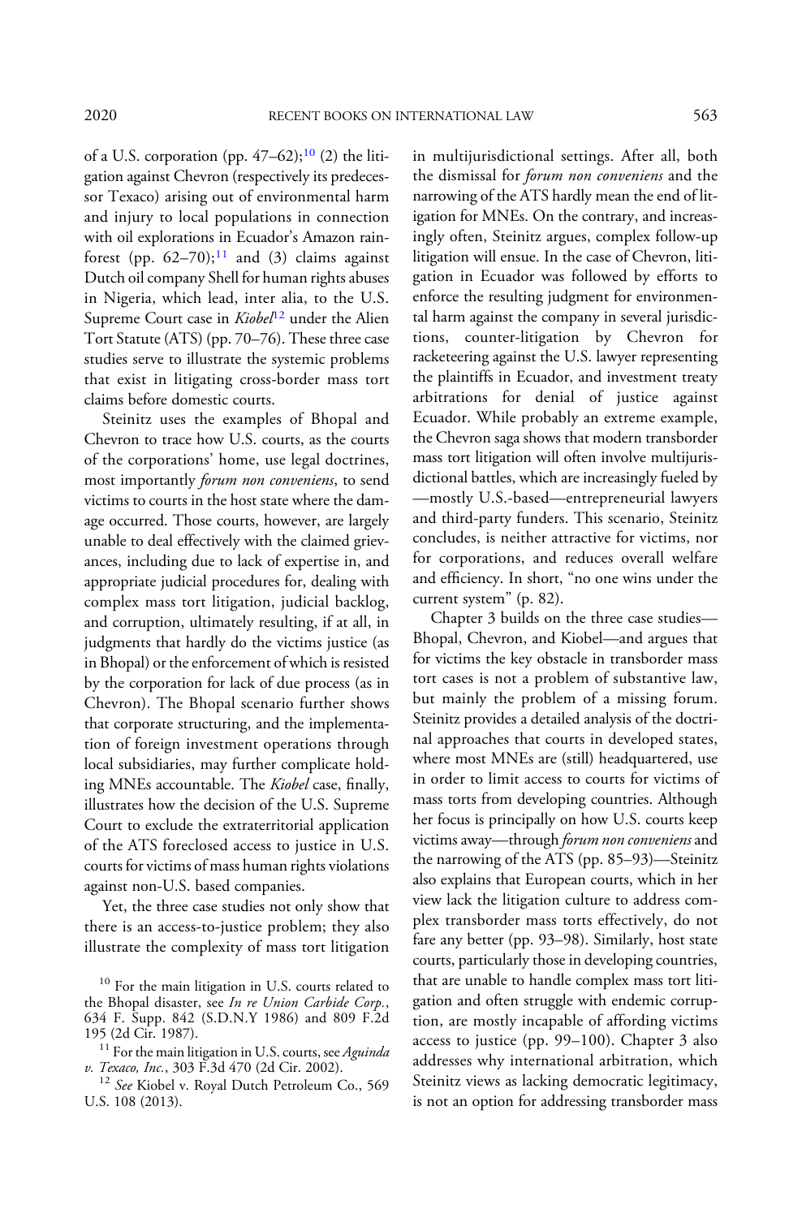of a U.S. corporation (pp. 47–62);[10] (2) the litigation against Chevron (respectively its predecessor Texaco) arising out of environmental harm and injury to local populations in connection with oil explorations in Ecuador's Amazon rainforest (pp. 62–70);[11] and (3) claims against Dutch oil company Shell for human rights abuses in Nigeria, which lead, inter alia, to the U.S. Supreme Court case in *Kiobel*[12] under the Alien Tort Statute (ATS) (pp. 70–76). These three case studies serve to illustrate the systemic problems that exist in litigating cross-border mass tort claims before domestic courts.

Steinitz uses the examples of Bhopal and Chevron to trace how U.S. courts, as the courts of the corporations' home, use legal doctrines, most importantly *forum non conveniens*, to send victims to courts in the host state where the damage occurred. Those courts, however, are largely unable to deal effectively with the claimed grievances, including due to lack of expertise in, and appropriate judicial procedures for, dealing with complex mass tort litigation, judicial backlog, and corruption, ultimately resulting, if at all, in judgments that hardly do the victims justice (as in Bhopal) or the enforcement of which is resisted by the corporation for lack of due process (as in Chevron). The Bhopal scenario further shows that corporate structuring, and the implementation of foreign investment operations through local subsidiaries, may further complicate holding MNEs accountable. The *Kiobel* case, finally, illustrates how the decision of the U.S. Supreme Court to exclude the extraterritorial application of the ATS foreclosed access to justice in U.S. courts for victims of mass human rights violations against non-U.S. based companies.

Yet, the three case studies not only show that there is an access-to-justice problem; they also illustrate the complexity of mass tort litigation in multijurisdictional settings. After all, both the dismissal for *forum non conveniens* and the narrowing of the ATS hardly mean the end of litigation for MNEs. On the contrary, and increasingly often, Steinitz argues, complex follow-up litigation will ensue. In the case of Chevron, litigation in Ecuador was followed by efforts to enforce the resulting judgment for environmental harm against the company in several jurisdictions, counter-litigation by Chevron for racketeering against the U.S. lawyer representing the plaintiffs in Ecuador, and investment treaty arbitrations for denial of justice against Ecuador. While probably an extreme example, the Chevron saga shows that modern transborder mass tort litigation will often involve multijurisdictional battles, which are increasingly fueled by —mostly U.S.-based—entrepreneurial lawyers and third-party funders. This scenario, Steinitz concludes, is neither attractive for victims, nor for corporations, and reduces overall welfare and efficiency. In short, "no one wins under the current system" (p. 82).

Chapter 3 builds on the three case studies—Bhopal, Chevron, and Kiobel—and argues that for victims the key obstacle in transborder mass tort cases is not a problem of substantive law, but mainly the problem of a missing forum. Steinitz provides a detailed analysis of the doctrinal approaches that courts in developed states, where most MNEs are (still) headquartered, use in order to limit access to courts for victims of mass torts from developing countries. Although her focus is principally on how U.S. courts keep victims away—through *forum non conveniens* and the narrowing of the ATS (pp. 85–93)—Steinitz also explains that European courts, which in her view lack the litigation culture to address complex transborder mass torts effectively, do not fare any better (pp. 93–98). Similarly, host state courts, particularly those in developing countries, that are unable to handle complex mass tort litigation and often struggle with endemic corruption, are mostly incapable of affording victims access to justice (pp. 99–100). Chapter 3 also addresses why international arbitration, which Steinitz views as lacking democratic legitimacy, is not an option for addressing transborder mass

[10] For the main litigation in U.S. courts related to the Bhopal disaster, see *In re Union Carbide Corp.*, 634 F. Supp. 842 (S.D.N.Y 1986) and 809 F.2d 195 (2d Cir. 1987).

[11] For the main litigation in U.S. courts, see *Aguinda v. Texaco, Inc.*, 303 F.3d 470 (2d Cir. 2002).

[12] *See* Kiobel v. Royal Dutch Petroleum Co., 569 U.S. 108 (2013).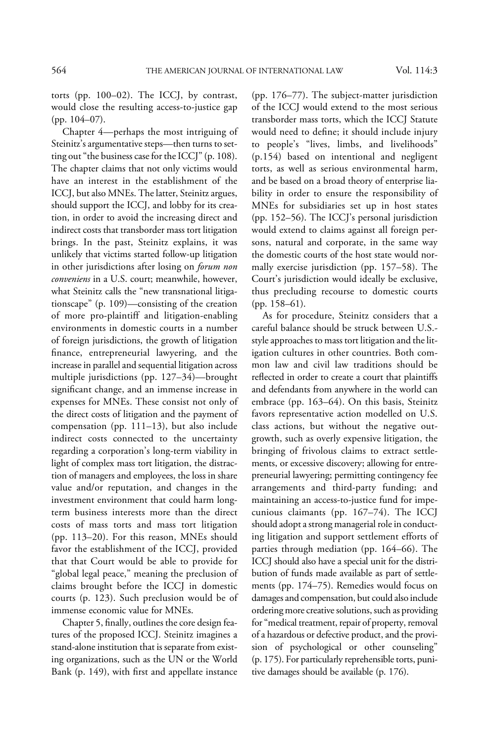torts (pp. 100–02). The ICCJ, by contrast, would close the resulting access-to-justice gap (pp. 104–07).

Chapter 4—perhaps the most intriguing of Steinitz's argumentative steps—then turns to setting out "the business case for the ICCJ" (p. 108). The chapter claims that not only victims would have an interest in the establishment of the ICCJ, but also MNEs. The latter, Steinitz argues, should support the ICCJ, and lobby for its creation, in order to avoid the increasing direct and indirect costs that transborder mass tort litigation brings. In the past, Steinitz explains, it was unlikely that victims started follow-up litigation in other jurisdictions after losing on *forum non conveniens* in a U.S. court; meanwhile, however, what Steinitz calls the "new transnational litigationscape" (p. 109)—consisting of the creation of more pro-plaintiff and litigation-enabling environments in domestic courts in a number of foreign jurisdictions, the growth of litigation finance, entrepreneurial lawyering, and the increase in parallel and sequential litigation across multiple jurisdictions (pp. 127–34)—brought significant change, and an immense increase in expenses for MNEs. These consist not only of the direct costs of litigation and the payment of compensation (pp. 111–13), but also include indirect costs connected to the uncertainty regarding a corporation's long-term viability in light of complex mass tort litigation, the distraction of managers and employees, the loss in share value and/or reputation, and changes in the investment environment that could harm long-term business interests more than the direct costs of mass torts and mass tort litigation (pp. 113–20). For this reason, MNEs should favor the establishment of the ICCJ, provided that that Court would be able to provide for "global legal peace," meaning the preclusion of claims brought before the ICCJ in domestic courts (p. 123). Such preclusion would be of immense economic value for MNEs.

Chapter 5, finally, outlines the core design features of the proposed ICCJ. Steinitz imagines a stand-alone institution that is separate from existing organizations, such as the UN or the World Bank (p. 149), with first and appellate instance (pp. 176–77). The subject-matter jurisdiction of the ICCJ would extend to the most serious transborder mass torts, which the ICCJ Statute would need to define; it should include injury to people's "lives, limbs, and livelihoods" (p.154) based on intentional and negligent torts, as well as serious environmental harm, and be based on a broad theory of enterprise liability in order to ensure the responsibility of MNEs for subsidiaries set up in host states (pp. 152–56). The ICCJ's personal jurisdiction would extend to claims against all foreign persons, natural and corporate, in the same way the domestic courts of the host state would normally exercise jurisdiction (pp. 157–58). The Court's jurisdiction would ideally be exclusive, thus precluding recourse to domestic courts (pp. 158–61).

As for procedure, Steinitz considers that a careful balance should be struck between U.S.-style approaches to mass tort litigation and the litigation cultures in other countries. Both common law and civil law traditions should be reflected in order to create a court that plaintiffs and defendants from anywhere in the world can embrace (pp. 163–64). On this basis, Steinitz favors representative action modelled on U.S. class actions, but without the negative outgrowth, such as overly expensive litigation, the bringing of frivolous claims to extract settlements, or excessive discovery; allowing for entrepreneurial lawyering; permitting contingency fee arrangements and third-party funding; and maintaining an access-to-justice fund for impecunious claimants (pp. 167–74). The ICCJ should adopt a strong managerial role in conducting litigation and support settlement efforts of parties through mediation (pp. 164–66). The ICCJ should also have a special unit for the distribution of funds made available as part of settlements (pp. 174–75). Remedies would focus on damages and compensation, but could also include ordering more creative solutions, such as providing for "medical treatment, repair of property, removal of a hazardous or defective product, and the provision of psychological or other counseling" (p. 175). For particularly reprehensible torts, punitive damages should be available (p. 176).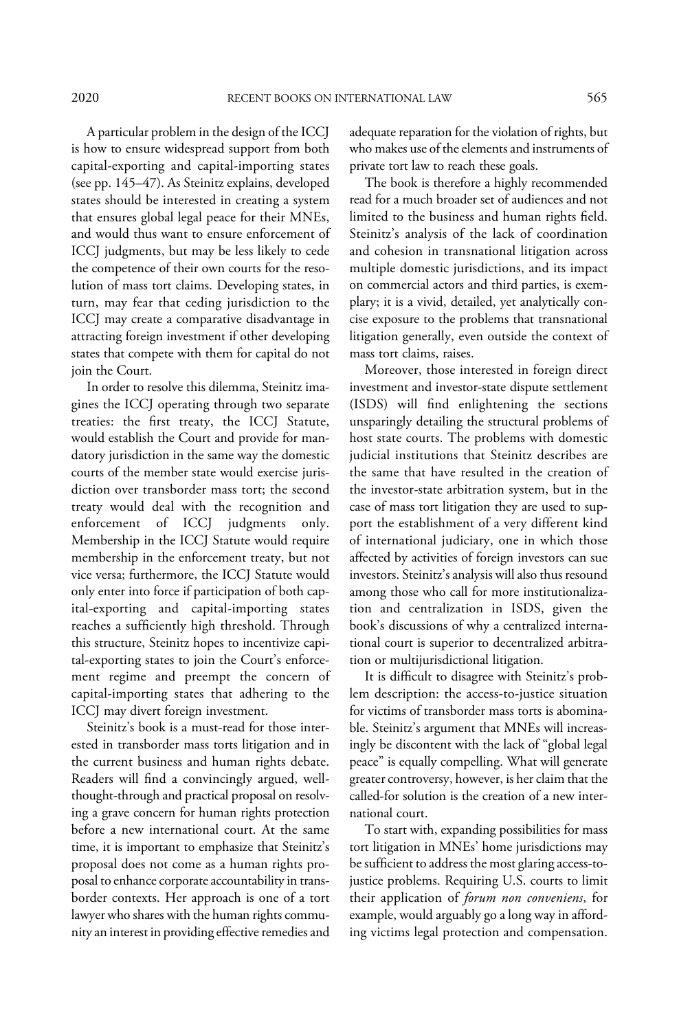A particular problem in the design of the ICCJ is how to ensure widespread support from both capital-exporting and capital-importing states (see pp. 145–47). As Steinitz explains, developed states should be interested in creating a system that ensures global legal peace for their MNEs, and would thus want to ensure enforcement of ICCJ judgments, but may be less likely to cede the competence of their own courts for the resolution of mass tort claims. Developing states, in turn, may fear that ceding jurisdiction to the ICCJ may create a comparative disadvantage in attracting foreign investment if other developing states that compete with them for capital do not join the Court.

In order to resolve this dilemma, Steinitz imagines the ICCJ operating through two separate treaties: the first treaty, the ICCJ Statute, would establish the Court and provide for mandatory jurisdiction in the same way the domestic courts of the member state would exercise jurisdiction over transborder mass tort; the second treaty would deal with the recognition and enforcement of ICCJ judgments only. Membership in the ICCJ Statute would require membership in the enforcement treaty, but not vice versa; furthermore, the ICCJ Statute would only enter into force if participation of both capital-exporting and capital-importing states reaches a sufficiently high threshold. Through this structure, Steinitz hopes to incentivize capital-exporting states to join the Court's enforcement regime and preempt the concern of capital-importing states that adhering to the ICCJ may divert foreign investment.

Steinitz's book is a must-read for those interested in transborder mass torts litigation and in the current business and human rights debate. Readers will find a convincingly argued, well-thought-through and practical proposal on resolving a grave concern for human rights protection before a new international court. At the same time, it is important to emphasize that Steinitz's proposal does not come as a human rights proposal to enhance corporate accountability in transborder contexts. Her approach is one of a tort lawyer who shares with the human rights community an interest in providing effective remedies and adequate reparation for the violation of rights, but who makes use of the elements and instruments of private tort law to reach these goals.

The book is therefore a highly recommended read for a much broader set of audiences and not limited to the business and human rights field. Steinitz's analysis of the lack of coordination and cohesion in transnational litigation across multiple domestic jurisdictions, and its impact on commercial actors and third parties, is exemplary; it is a vivid, detailed, yet analytically concise exposure to the problems that transnational litigation generally, even outside the context of mass tort claims, raises.

Moreover, those interested in foreign direct investment and investor-state dispute settlement (ISDS) will find enlightening the sections unsparingly detailing the structural problems of host state courts. The problems with domestic judicial institutions that Steinitz describes are the same that have resulted in the creation of the investor-state arbitration system, but in the case of mass tort litigation they are used to support the establishment of a very different kind of international judiciary, one in which those affected by activities of foreign investors can sue investors. Steinitz's analysis will also thus resound among those who call for more institutionalization and centralization in ISDS, given the book's discussions of why a centralized international court is superior to decentralized arbitration or multijurisdictional litigation.

It is difficult to disagree with Steinitz's problem description: the access-to-justice situation for victims of transborder mass torts is abominable. Steinitz's argument that MNEs will increasingly be discontent with the lack of "global legal peace" is equally compelling. What will generate greater controversy, however, is her claim that the called-for solution is the creation of a new international court.

To start with, expanding possibilities for mass tort litigation in MNEs' home jurisdictions may be sufficient to address the most glaring access-to-justice problems. Requiring U.S. courts to limit their application of *forum non conveniens*, for example, would arguably go a long way in affording victims legal protection and compensation.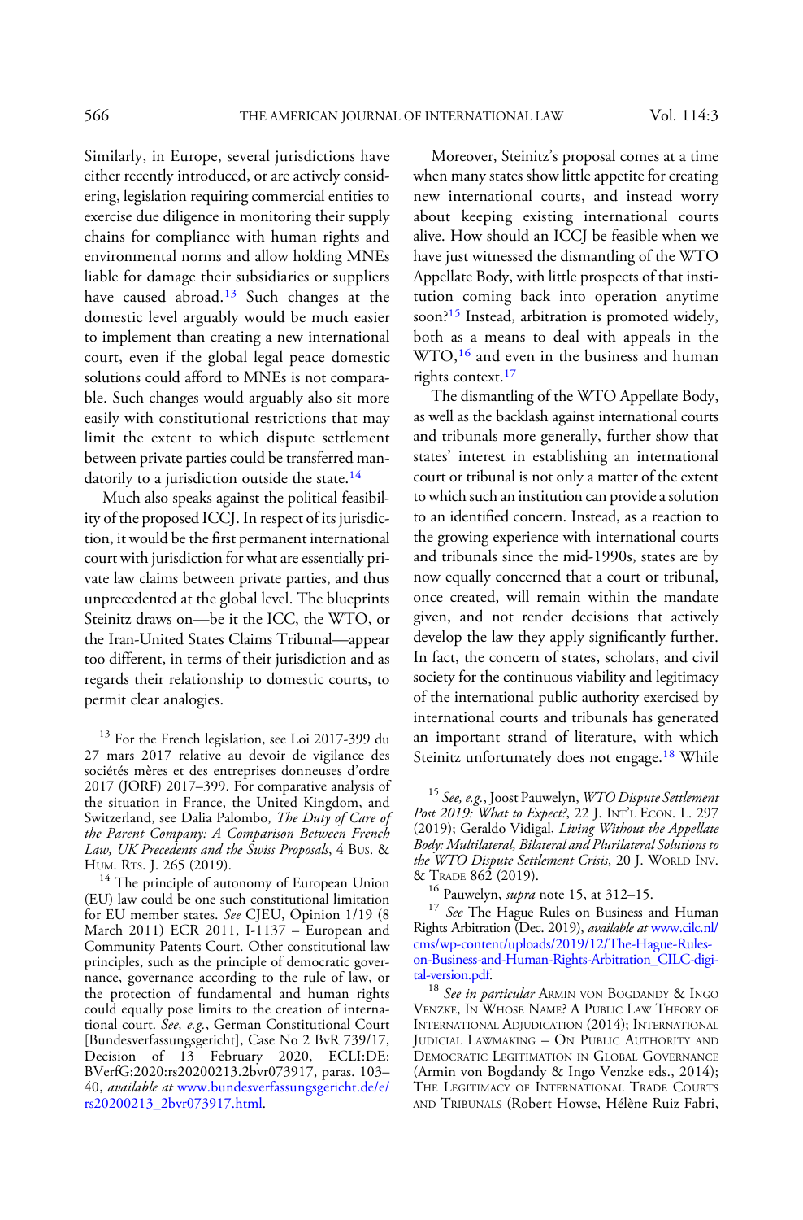Similarly, in Europe, several jurisdictions have either recently introduced, or are actively considering, legislation requiring commercial entities to exercise due diligence in monitoring their supply chains for compliance with human rights and environmental norms and allow holding MNEs liable for damage their subsidiaries or suppliers have caused abroad.[13] Such changes at the domestic level arguably would be much easier to implement than creating a new international court, even if the global legal peace domestic solutions could afford to MNEs is not comparable. Such changes would arguably also sit more easily with constitutional restrictions that may limit the extent to which dispute settlement between private parties could be transferred mandatorily to a jurisdiction outside the state.[14]

Much also speaks against the political feasibility of the proposed ICCJ. In respect of its jurisdiction, it would be the first permanent international court with jurisdiction for what are essentially private law claims between private parties, and thus unprecedented at the global level. The blueprints Steinitz draws on—be it the ICC, the WTO, or the Iran-United States Claims Tribunal—appear too different, in terms of their jurisdiction and as regards their relationship to domestic courts, to permit clear analogies.

Moreover, Steinitz's proposal comes at a time when many states show little appetite for creating new international courts, and instead worry about keeping existing international courts alive. How should an ICCJ be feasible when we have just witnessed the dismantling of the WTO Appellate Body, with little prospects of that institution coming back into operation anytime soon?[15] Instead, arbitration is promoted widely, both as a means to deal with appeals in the WTO,[16] and even in the business and human rights context.[17]

The dismantling of the WTO Appellate Body, as well as the backlash against international courts and tribunals more generally, further show that states' interest in establishing an international court or tribunal is not only a matter of the extent to which such an institution can provide a solution to an identified concern. Instead, as a reaction to the growing experience with international courts and tribunals since the mid-1990s, states are by now equally concerned that a court or tribunal, once created, will remain within the mandate given, and not render decisions that actively develop the law they apply significantly further. In fact, the concern of states, scholars, and civil society for the continuous viability and legitimacy of the international public authority exercised by international courts and tribunals has generated an important strand of literature, with which Steinitz unfortunately does not engage.[18] While

---

[13] For the French legislation, see Loi 2017-399 du 27 mars 2017 relative au devoir de vigilance des sociétés mères et des entreprises donneuses d'ordre 2017 (JORF) 2017–399. For comparative analysis of the situation in France, the United Kingdom, and Switzerland, see Dalia Palombo, *The Duty of Care of the Parent Company: A Comparison Between French Law, UK Precedents and the Swiss Proposals*, 4 BUS. & HUM. RTS. J. 265 (2019).

[14] The principle of autonomy of European Union (EU) law could be one such constitutional limitation for EU member states. *See* CJEU, Opinion 1/19 (8 March 2011) ECR 2011, I-1137 – European and Community Patents Court. Other constitutional law principles, such as the principle of democratic governance, governance according to the rule of law, or the protection of fundamental and human rights could equally pose limits to the creation of international court. *See, e.g.*, German Constitutional Court [Bundesverfassungsgericht], Case No 2 BvR 739/17, Decision of 13 February 2020, ECLI:DE: BVerfG:2020:rs20200213.2bvr073917, paras. 103–40, *available at* www.bundesverfassungsgericht.de/e/rs20200213_2bvr073917.html.

[15] *See, e.g.*, Joost Pauwelyn, *WTO Dispute Settlement Post 2019: What to Expect?*, 22 J. INT'L ECON. L. 297 (2019); Geraldo Vidigal, *Living Without the Appellate Body: Multilateral, Bilateral and Plurilateral Solutions to the WTO Dispute Settlement Crisis*, 20 J. WORLD INV. & TRADE 862 (2019).

[16] Pauwelyn, *supra* note 15, at 312–15.

[17] *See* The Hague Rules on Business and Human Rights Arbitration (Dec. 2019), *available at* www.cilc.nl/cms/wp-content/uploads/2019/12/The-Hague-Rules-on-Business-and-Human-Rights-Arbitration_CILC-digital-version.pdf.

[18] *See in particular* ARMIN VON BOGDANDY & INGO VENZKE, IN WHOSE NAME? A PUBLIC LAW THEORY OF INTERNATIONAL ADJUDICATION (2014); INTERNATIONAL JUDICIAL LAWMAKING – ON PUBLIC AUTHORITY AND DEMOCRATIC LEGITIMATION IN GLOBAL GOVERNANCE (Armin von Bogdandy & Ingo Venzke eds., 2014); THE LEGITIMACY OF INTERNATIONAL TRADE COURTS AND TRIBUNALS (Robert Howse, Hélène Ruiz Fabri,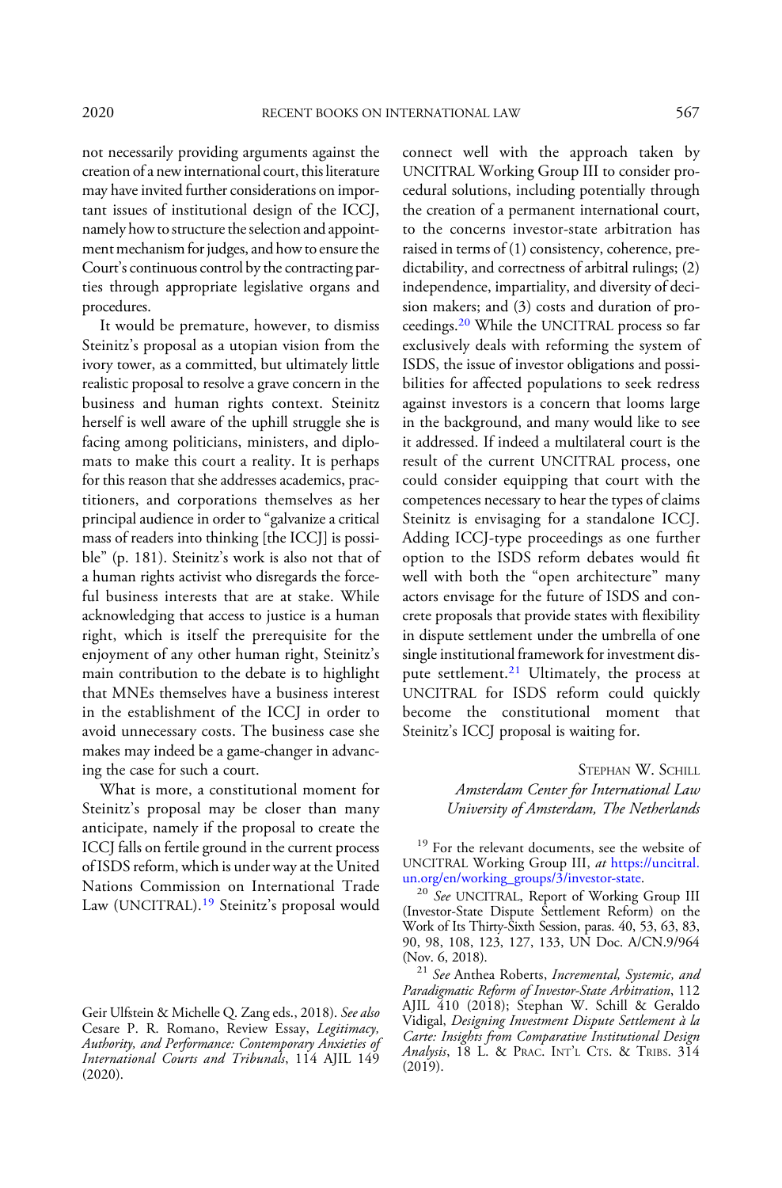not necessarily providing arguments against the creation of a new international court, this literature may have invited further considerations on important issues of institutional design of the ICCJ, namely how to structure the selection and appointment mechanism for judges, and how to ensure the Court's continuous control by the contracting parties through appropriate legislative organs and procedures.

It would be premature, however, to dismiss Steinitz's proposal as a utopian vision from the ivory tower, as a committed, but ultimately little realistic proposal to resolve a grave concern in the business and human rights context. Steinitz herself is well aware of the uphill struggle she is facing among politicians, ministers, and diplomats to make this court a reality. It is perhaps for this reason that she addresses academics, practitioners, and corporations themselves as her principal audience in order to "galvanize a critical mass of readers into thinking [the ICCJ] is possible" (p. 181). Steinitz's work is also not that of a human rights activist who disregards the forceful business interests that are at stake. While acknowledging that access to justice is a human right, which is itself the prerequisite for the enjoyment of any other human right, Steinitz's main contribution to the debate is to highlight that MNEs themselves have a business interest in the establishment of the ICCJ in order to avoid unnecessary costs. The business case she makes may indeed be a game-changer in advancing the case for such a court.

What is more, a constitutional moment for Steinitz's proposal may be closer than many anticipate, namely if the proposal to create the ICCJ falls on fertile ground in the current process of ISDS reform, which is under way at the United Nations Commission on International Trade Law (UNCITRAL).[19] Steinitz's proposal would connect well with the approach taken by UNCITRAL Working Group III to consider procedural solutions, including potentially through the creation of a permanent international court, to the concerns investor-state arbitration has raised in terms of (1) consistency, coherence, predictability, and correctness of arbitral rulings; (2) independence, impartiality, and diversity of decision makers; and (3) costs and duration of proceedings.[20] While the UNCITRAL process so far exclusively deals with reforming the system of ISDS, the issue of investor obligations and possibilities for affected populations to seek redress against investors is a concern that looms large in the background, and many would like to see it addressed. If indeed a multilateral court is the result of the current UNCITRAL process, one could consider equipping that court with the competences necessary to hear the types of claims Steinitz is envisaging for a standalone ICCJ. Adding ICCJ-type proceedings as one further option to the ISDS reform debates would fit well with both the "open architecture" many actors envisage for the future of ISDS and concrete proposals that provide states with flexibility in dispute settlement under the umbrella of one single institutional framework for investment dispute settlement.[21] Ultimately, the process at UNCITRAL for ISDS reform could quickly become the constitutional moment that Steinitz's ICCJ proposal is waiting for.

STEPHAN W. SCHILL
*Amsterdam Center for International Law*
*University of Amsterdam, The Netherlands*

---

Geir Ulfstein & Michelle Q. Zang eds., 2018). *See also* Cesare P. R. Romano, Review Essay, *Legitimacy, Authority, and Performance: Contemporary Anxieties of International Courts and Tribunals*, 114 AJIL 149 (2020).

[19] For the relevant documents, see the website of UNCITRAL Working Group III, *at* https://uncitral.un.org/en/working_groups/3/investor-state.

[20] *See* UNCITRAL, Report of Working Group III (Investor-State Dispute Settlement Reform) on the Work of Its Thirty-Sixth Session, paras. 40, 53, 63, 83, 90, 98, 108, 123, 127, 133, UN Doc. A/CN.9/964 (Nov. 6, 2018).

[21] *See* Anthea Roberts, *Incremental, Systemic, and Paradigmatic Reform of Investor-State Arbitration*, 112 AJIL 410 (2018); Stephan W. Schill & Geraldo Vidigal, *Designing Investment Dispute Settlement à la Carte: Insights from Comparative Institutional Design Analysis*, 18 L. & PRAC. INT'L CTS. & TRIBS. 314 (2019).